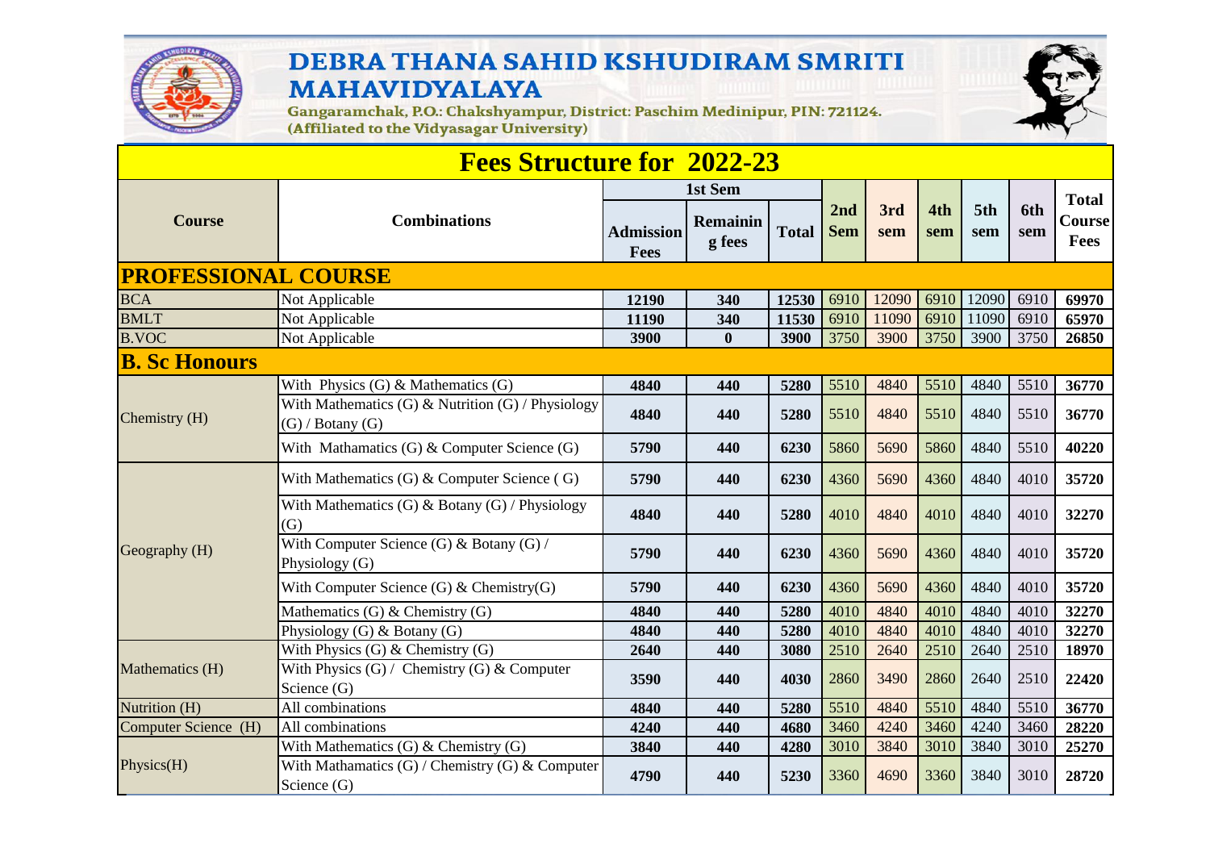# DEBRA THANA SAHID KSHUDIRAM SMRITI MAHAVIDYALAYA

Gangaramchak, P.O.: Chakshyampur, District: Paschim Medinipur, PIN: 721124.
(Affiliated to the Vidyasagar University)

## Fees Structure for 2022-23

| Course | Combinations | 1st Sem | | | 2nd Sem | 3rd sem | 4th sem | 5th sem | 6th sem | Total Course Fees |
|---|---|---|---|---|---|---|---|---|---|---|
| | | Admission Fees | Remaining fees | Total | | | | | | |
| **PROFESSIONAL COURSE** | | | | | | | | | | |
| BCA | Not Applicable | 12190 | 340 | 12530 | 6910 | 12090 | 6910 | 12090 | 6910 | 69970 |
| BMLT | Not Applicable | 11190 | 340 | 11530 | 6910 | 11090 | 6910 | 11090 | 6910 | 65970 |
| B.VOC | Not Applicable | 3900 | 0 | 3900 | 3750 | 3900 | 3750 | 3900 | 3750 | 26850 |
| **B. Sc Honours** | | | | | | | | | | |
| Chemistry (H) | With Physics (G) & Mathematics (G) | 4840 | 440 | 5280 | 5510 | 4840 | 5510 | 4840 | 5510 | 36770 |
| | With Mathematics (G) & Nutrition (G) / Physiology (G) / Botany (G) | 4840 | 440 | 5280 | 5510 | 4840 | 5510 | 4840 | 5510 | 36770 |
| | With Mathamatics (G) & Computer Science (G) | 5790 | 440 | 6230 | 5860 | 5690 | 5860 | 4840 | 5510 | 40220 |
| Geography (H) | With Mathematics (G) & Computer Science ( G) | 5790 | 440 | 6230 | 4360 | 5690 | 4360 | 4840 | 4010 | 35720 |
| | With Mathematics (G) & Botany (G) / Physiology (G) | 4840 | 440 | 5280 | 4010 | 4840 | 4010 | 4840 | 4010 | 32270 |
| | With Computer Science (G) & Botany (G) / Physiology (G) | 5790 | 440 | 6230 | 4360 | 5690 | 4360 | 4840 | 4010 | 35720 |
| | With Computer Science (G) & Chemistry(G) | 5790 | 440 | 6230 | 4360 | 5690 | 4360 | 4840 | 4010 | 35720 |
| | Mathematics (G) & Chemistry (G) | 4840 | 440 | 5280 | 4010 | 4840 | 4010 | 4840 | 4010 | 32270 |
| | Physiology (G) & Botany (G) | 4840 | 440 | 5280 | 4010 | 4840 | 4010 | 4840 | 4010 | 32270 |
| Mathematics (H) | With Physics (G) & Chemistry (G) | 2640 | 440 | 3080 | 2510 | 2640 | 2510 | 2640 | 2510 | 18970 |
| | With Physics (G) / Chemistry (G) & Computer Science (G) | 3590 | 440 | 4030 | 2860 | 3490 | 2860 | 2640 | 2510 | 22420 |
| Nutrition (H) | All combinations | 4840 | 440 | 5280 | 5510 | 4840 | 5510 | 4840 | 5510 | 36770 |
| Computer Science (H) | All combinations | 4240 | 440 | 4680 | 3460 | 4240 | 3460 | 4240 | 3460 | 28220 |
| Physics(H) | With Mathematics (G) & Chemistry (G) | 3840 | 440 | 4280 | 3010 | 3840 | 3010 | 3840 | 3010 | 25270 |
| | With Mathamatics (G) / Chemistry (G) & Computer Science (G) | 4790 | 440 | 5230 | 3360 | 4690 | 3360 | 3840 | 3010 | 28720 |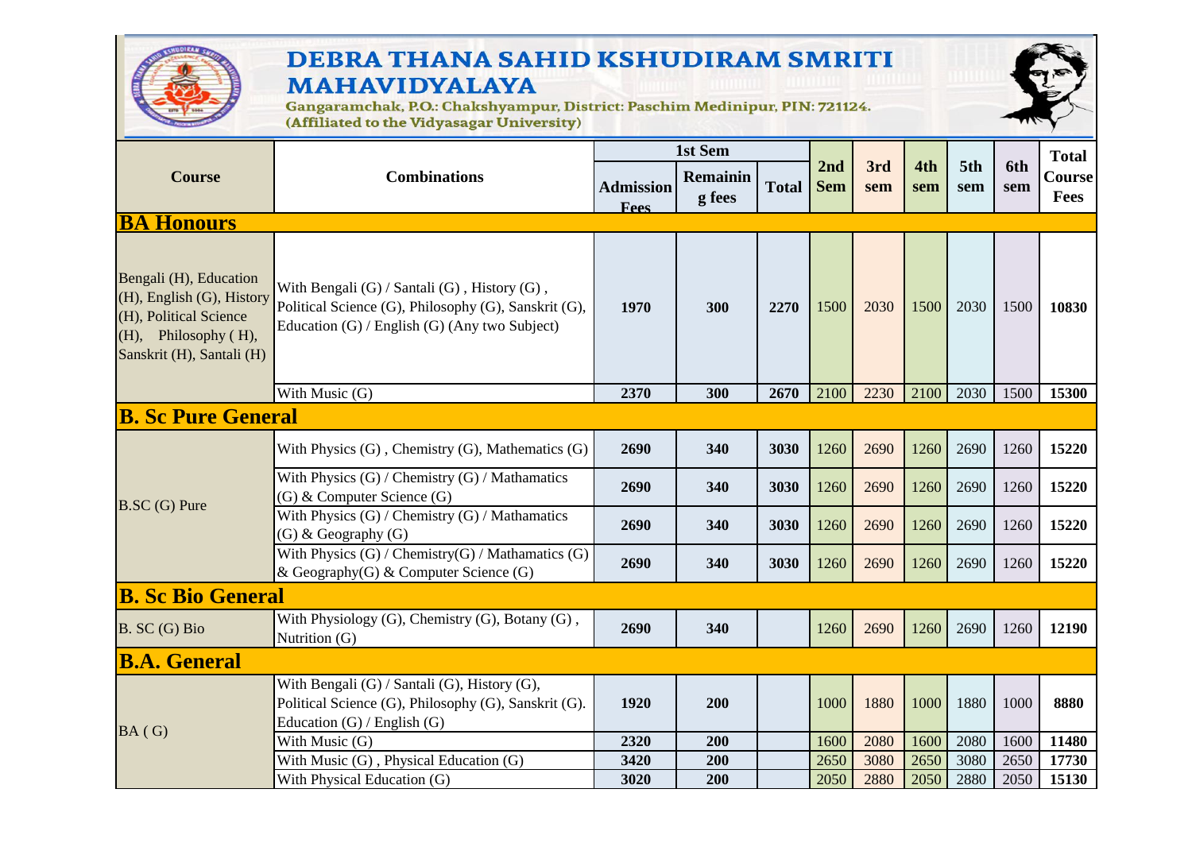# DEBRA THANA SAHID KSHUDIRAM SMRITI MAHAVIDYALAYA

Gangaramchak, P.O.: Chakshyampur, District: Paschim Medinipur, PIN: 721124.
(Affiliated to the Vidyasagar University)

| Course | Combinations | 1st Sem | | | 2nd Sem | 3rd sem | 4th sem | 5th sem | 6th sem | Total Course Fees |
|---|---|---|---|---|---|---|---|---|---|---|
| | | Admission Fees | Remaining fees | Total | | | | | | |
| **BA Honours** | | | | | | | | | | |
| Bengali (H), Education (H), English (G), History (H), Political Science (H), Philosophy ( H), Sanskrit (H), Santali (H) | With Bengali (G) / Santali (G) , History (G) , Political Science (G), Philosophy (G), Sanskrit (G), Education (G) / English (G) (Any two Subject) | **1970** | **300** | **2270** | 1500 | 2030 | 1500 | 2030 | 1500 | **10830** |
| | With Music (G) | **2370** | **300** | **2670** | 2100 | 2230 | 2100 | 2030 | 1500 | **15300** |
| **B. Sc Pure General** | | | | | | | | | | |
| B.SC (G) Pure | With Physics (G) , Chemistry (G), Mathematics (G) | **2690** | **340** | **3030** | 1260 | 2690 | 1260 | 2690 | 1260 | **15220** |
| | With Physics (G) / Chemistry (G) / Mathamatics (G) & Computer Science (G) | **2690** | **340** | **3030** | 1260 | 2690 | 1260 | 2690 | 1260 | **15220** |
| | With Physics (G) / Chemistry (G) / Mathamatics (G) & Geography (G) | **2690** | **340** | **3030** | 1260 | 2690 | 1260 | 2690 | 1260 | **15220** |
| | With Physics (G) / Chemistry(G) / Mathamatics (G) & Geography(G) & Computer Science (G) | **2690** | **340** | **3030** | 1260 | 2690 | 1260 | 2690 | 1260 | **15220** |
| **B. Sc Bio General** | | | | | | | | | | |
| B. SC (G) Bio | With Physiology (G), Chemistry (G), Botany (G) , Nutrition (G) | **2690** | **340** | | 1260 | 2690 | 1260 | 2690 | 1260 | **12190** |
| **B.A. General** | | | | | | | | | | |
| BA ( G) | With Bengali (G) / Santali (G), History (G), Political Science (G), Philosophy (G), Sanskrit (G). Education (G) / English (G) | **1920** | **200** | | 1000 | 1880 | 1000 | 1880 | 1000 | **8880** |
| | With Music (G) | **2320** | **200** | | 1600 | 2080 | 1600 | 2080 | 1600 | **11480** |
| | With Music (G) , Physical Education (G) | **3420** | **200** | | 2650 | 3080 | 2650 | 3080 | 2650 | **17730** |
| | With Physical Education (G) | **3020** | **200** | | 2050 | 2880 | 2050 | 2880 | 2050 | **15130** |